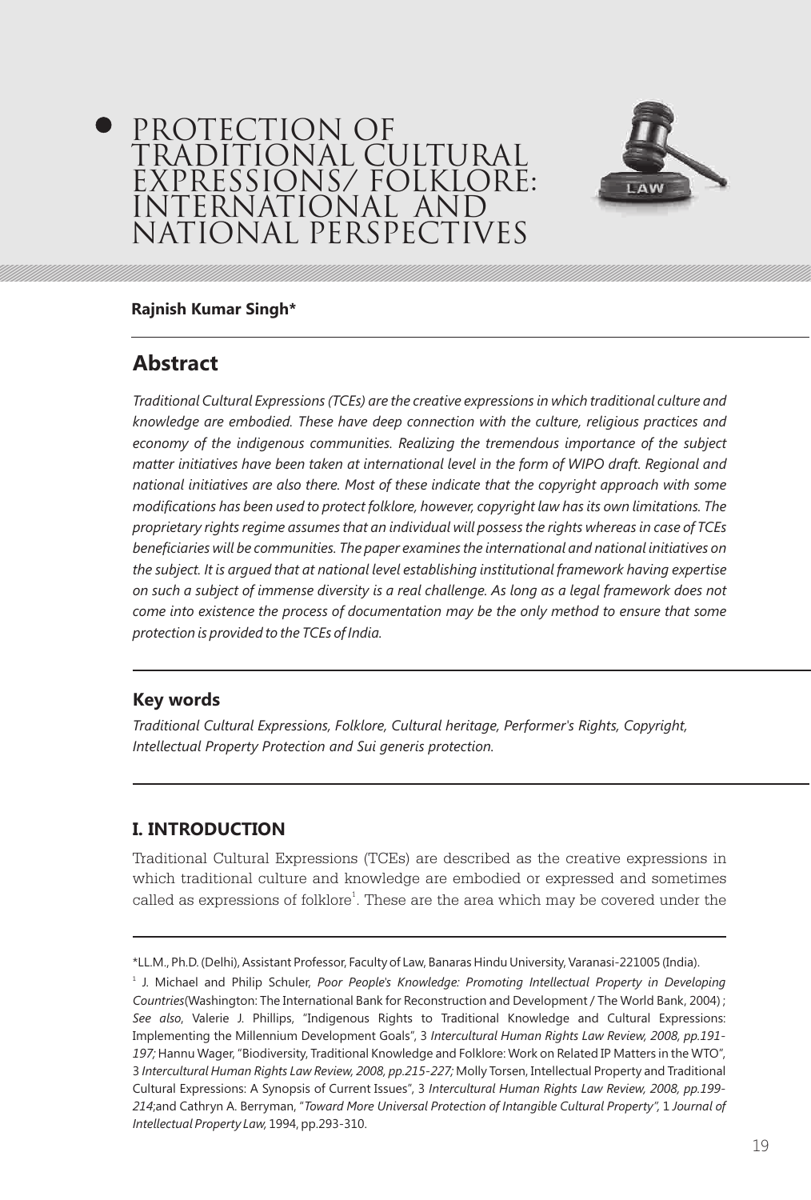# PROTECTION OF TRADITIONAL CULTURAL EXPRESSIONS/ FOLKLORE: INTERNATIONAL AND NATIONAL PERSPECTIVES

**Rajnish Kumar Singh***

## Abstract

*Traditional Cultural Expressions (TCEs) are the creative expressions in which traditional culture and knowledge are embodied. These have deep connection with the culture, religious practices and economy of the indigenous communities. Realizing the tremendous importance of the subject matter initiatives have been taken at international level in the form of WIPO draft. Regional and national initiatives are also there. Most of these indicate that the copyright approach with some modifications has been used to protect folklore, however, copyright law has its own limitations. The proprietary rights regime assumes that an individual will possess the rights whereas in case of TCEs beneficiaries will be communities. The paper examines the international and national initiatives on the subject. It is argued that at national level establishing institutional framework having expertise on such a subject of immense diversity is a real challenge. As long as a legal framework does not come into existence the process of documentation may be the only method to ensure that some protection is provided to the TCEs of India.*

## Key words

*Traditional Cultural Expressions, Folklore, Cultural heritage, Performer's Rights, Copyright, Intellectual Property Protection and Sui generis protection.*

## I. INTRODUCTION

Traditional Cultural Expressions (TCEs) are described as the creative expressions in which traditional culture and knowledge are embodied or expressed and sometimes called as expressions of folklore[1]. These are the area which may be covered under the

---

*LL.M., Ph.D. (Delhi), Assistant Professor, Faculty of Law, Banaras Hindu University, Varanasi-221005 (India).

[1] J. Michael and Philip Schuler, *Poor People's Knowledge: Promoting Intellectual Property in Developing Countries*(Washington: The International Bank for Reconstruction and Development / The World Bank, 2004) ; *See also*, Valerie J. Phillips, "Indigenous Rights to Traditional Knowledge and Cultural Expressions: Implementing the Millennium Development Goals", 3 *Intercultural Human Rights Law Review, 2008, pp.191-197;* Hannu Wager, "Biodiversity, Traditional Knowledge and Folklore: Work on Related IP Matters in the WTO", 3 *Intercultural Human Rights Law Review, 2008, pp.215-227;* Molly Torsen, Intellectual Property and Traditional Cultural Expressions: A Synopsis of Current Issues", 3 *Intercultural Human Rights Law Review, 2008, pp.199-214*;and Cathryn A. Berryman, "*Toward More Universal Protection of Intangible Cultural Property",* 1 *Journal of Intellectual Property Law,* 1994, pp.293-310.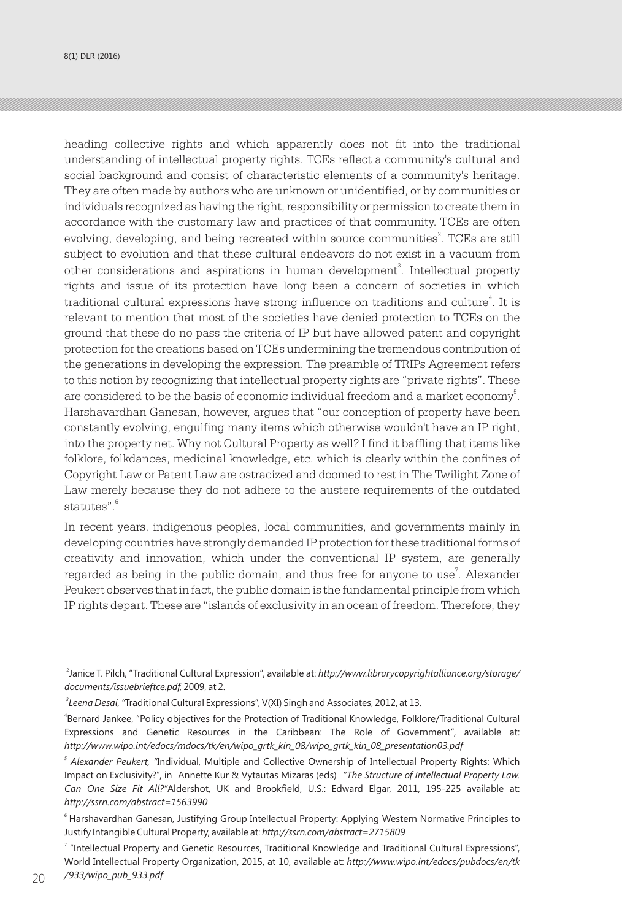heading collective rights and which apparently does not fit into the traditional understanding of intellectual property rights. TCEs reflect a community's cultural and social background and consist of characteristic elements of a community's heritage. They are often made by authors who are unknown or unidentified, or by communities or individuals recognized as having the right, responsibility or permission to create them in accordance with the customary law and practices of that community. TCEs are often evolving, developing, and being recreated within source communities[2]. TCEs are still subject to evolution and that these cultural endeavors do not exist in a vacuum from other considerations and aspirations in human development[3]. Intellectual property rights and issue of its protection have long been a concern of societies in which traditional cultural expressions have strong influence on traditions and culture[4]. It is relevant to mention that most of the societies have denied protection to TCEs on the ground that these do no pass the criteria of IP but have allowed patent and copyright protection for the creations based on TCEs undermining the tremendous contribution of the generations in developing the expression. The preamble of TRIPs Agreement refers to this notion by recognizing that intellectual property rights are "private rights". These are considered to be the basis of economic individual freedom and a market economy[5]. Harshavardhan Ganesan, however, argues that "our conception of property have been constantly evolving, engulfing many items which otherwise wouldn't have an IP right, into the property net. Why not Cultural Property as well? I find it baffling that items like folklore, folkdances, medicinal knowledge, etc. which is clearly within the confines of Copyright Law or Patent Law are ostracized and doomed to rest in The Twilight Zone of Law merely because they do not adhere to the austere requirements of the outdated statutes".[6]

In recent years, indigenous peoples, local communities, and governments mainly in developing countries have strongly demanded IP protection for these traditional forms of creativity and innovation, which under the conventional IP system, are generally regarded as being in the public domain, and thus free for anyone to use[7]. Alexander Peukert observes that in fact, the public domain is the fundamental principle from which IP rights depart. These are "islands of exclusivity in an ocean of freedom. Therefore, they

---

[2] Janice T. Pilch, "Traditional Cultural Expression", available at: *http://www.librarycopyrightalliance.org/storage/documents/issuebrieftce.pdf,* 2009, at 2.

[3] *Leena Desai, "*Traditional Cultural Expressions", V(XI) Singh and Associates, 2012, at 13.

[4] Bernard Jankee, "Policy objectives for the Protection of Traditional Knowledge, Folklore/Traditional Cultural Expressions and Genetic Resources in the Caribbean: The Role of Government", available at: *http://www.wipo.int/edocs/mdocs/tk/en/wipo_grtk_kin_08/wipo_grtk_kin_08_presentation03.pdf*

[5] *Alexander Peukert, "*Individual, Multiple and Collective Ownership of Intellectual Property Rights: Which Impact on Exclusivity?", in Annette Kur & Vytautas Mizaras (eds) *"The Structure of Intellectual Property Law. Can One Size Fit All?"* Aldershot, UK and Brookfield, U.S.: Edward Elgar, 2011, 195-225 available at: *http://ssrn.com/abstract=1563990*

[6] Harshavardhan Ganesan, Justifying Group Intellectual Property: Applying Western Normative Principles to Justify Intangible Cultural Property, available at: *http://ssrn.com/abstract=2715809*

[7] "Intellectual Property and Genetic Resources, Traditional Knowledge and Traditional Cultural Expressions", World Intellectual Property Organization, 2015, at 10, available at: *http://www.wipo.int/edocs/pubdocs/en/tk/933/wipo_pub_933.pdf*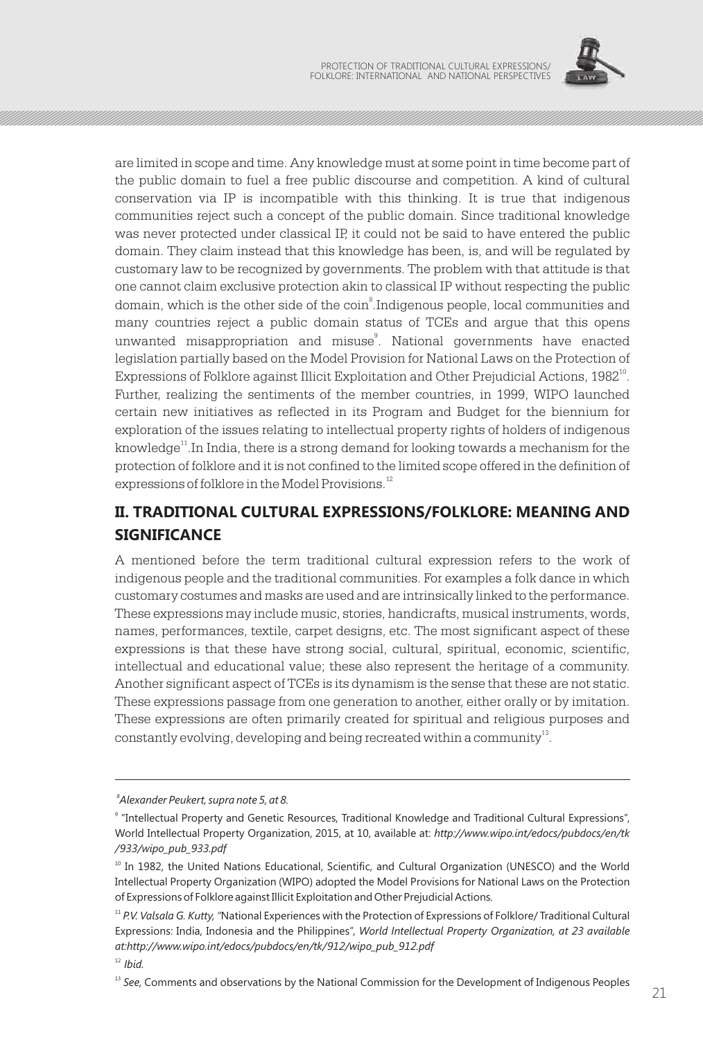are limited in scope and time. Any knowledge must at some point in time become part of the public domain to fuel a free public discourse and competition. A kind of cultural conservation via IP is incompatible with this thinking. It is true that indigenous communities reject such a concept of the public domain. Since traditional knowledge was never protected under classical IP, it could not be said to have entered the public domain. They claim instead that this knowledge has been, is, and will be regulated by customary law to be recognized by governments. The problem with that attitude is that one cannot claim exclusive protection akin to classical IP without respecting the public domain, which is the other side of the coin[8].Indigenous people, local communities and many countries reject a public domain status of TCEs and argue that this opens unwanted misappropriation and misuse[9]. National governments have enacted legislation partially based on the Model Provision for National Laws on the Protection of Expressions of Folklore against Illicit Exploitation and Other Prejudicial Actions, 1982[10]. Further, realizing the sentiments of the member countries, in 1999, WIPO launched certain new initiatives as reflected in its Program and Budget for the biennium for exploration of the issues relating to intellectual property rights of holders of indigenous knowledge[11].In India, there is a strong demand for looking towards a mechanism for the protection of folklore and it is not confined to the limited scope offered in the definition of expressions of folklore in the Model Provisions.[12]

## II. TRADITIONAL CULTURAL EXPRESSIONS/FOLKLORE: MEANING AND SIGNIFICANCE

A mentioned before the term traditional cultural expression refers to the work of indigenous people and the traditional communities. For examples a folk dance in which customary costumes and masks are used and are intrinsically linked to the performance. These expressions may include music, stories, handicrafts, musical instruments, words, names, performances, textile, carpet designs, etc. The most significant aspect of these expressions is that these have strong social, cultural, spiritual, economic, scientific, intellectual and educational value; these also represent the heritage of a community. Another significant aspect of TCEs is its dynamism is the sense that these are not static. These expressions passage from one generation to another, either orally or by imitation. These expressions are often primarily created for spiritual and religious purposes and constantly evolving, developing and being recreated within a community[13].

---

[8] *Alexander Peukert, supra note 5, at 8.*

[9] "Intellectual Property and Genetic Resources, Traditional Knowledge and Traditional Cultural Expressions", World Intellectual Property Organization, 2015, at 10, available at: *http://www.wipo.int/edocs/pubdocs/en/tk/933/wipo_pub_933.pdf*

[10] In 1982, the United Nations Educational, Scientific, and Cultural Organization (UNESCO) and the World Intellectual Property Organization (WIPO) adopted the Model Provisions for National Laws on the Protection of Expressions of Folklore against Illicit Exploitation and Other Prejudicial Actions.

[11] *P.V. Valsala G. Kutty,* "National Experiences with the Protection of Expressions of Folklore/ Traditional Cultural Expressions: India, Indonesia and the Philippines", *World Intellectual Property Organization, at 23 available at:http://www.wipo.int/edocs/pubdocs/en/tk/912/wipo_pub_912.pdf*

[12] *Ibid.*

[13] *See,* Comments and observations by the National Commission for the Development of Indigenous Peoples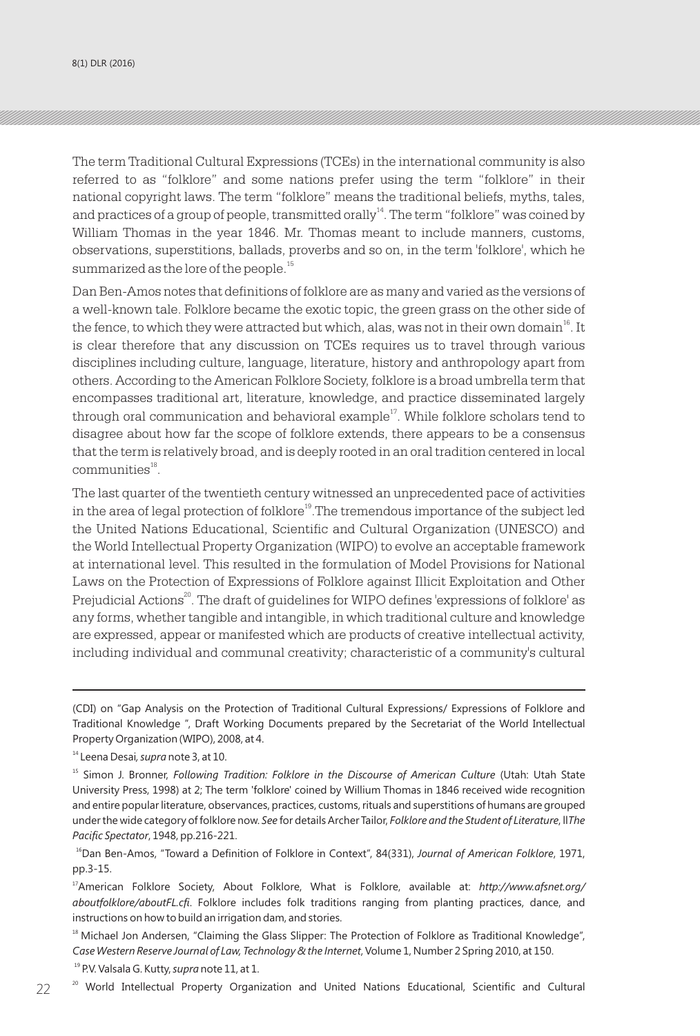The term Traditional Cultural Expressions (TCEs) in the international community is also referred to as "folklore" and some nations prefer using the term "folklore" in their national copyright laws. The term "folklore" means the traditional beliefs, myths, tales, and practices of a group of people, transmitted orally[14]. The term "folklore" was coined by William Thomas in the year 1846. Mr. Thomas meant to include manners, customs, observations, superstitions, ballads, proverbs and so on, in the term 'folklore', which he summarized as the lore of the people.[15]

Dan Ben-Amos notes that definitions of folklore are as many and varied as the versions of a well-known tale. Folklore became the exotic topic, the green grass on the other side of the fence, to which they were attracted but which, alas, was not in their own domain[16]. It is clear therefore that any discussion on TCEs requires us to travel through various disciplines including culture, language, literature, history and anthropology apart from others. According to the American Folklore Society, folklore is a broad umbrella term that encompasses traditional art, literature, knowledge, and practice disseminated largely through oral communication and behavioral example[17]. While folklore scholars tend to disagree about how far the scope of folklore extends, there appears to be a consensus that the term is relatively broad, and is deeply rooted in an oral tradition centered in local communities[18].

The last quarter of the twentieth century witnessed an unprecedented pace of activities in the area of legal protection of folklore[19].The tremendous importance of the subject led the United Nations Educational, Scientific and Cultural Organization (UNESCO) and the World Intellectual Property Organization (WIPO) to evolve an acceptable framework at international level. This resulted in the formulation of Model Provisions for National Laws on the Protection of Expressions of Folklore against Illicit Exploitation and Other Prejudicial Actions[20]. The draft of guidelines for WIPO defines 'expressions of folklore' as any forms, whether tangible and intangible, in which traditional culture and knowledge are expressed, appear or manifested which are products of creative intellectual activity, including individual and communal creativity; characteristic of a community's cultural

---

(CDI) on "Gap Analysis on the Protection of Traditional Cultural Expressions/ Expressions of Folklore and Traditional Knowledge ", Draft Working Documents prepared by the Secretariat of the World Intellectual Property Organization (WIPO), 2008, at 4.

[14] Leena Desai, *supra* note 3, at 10.

[15] Simon J. Bronner, *Following Tradition: Folklore in the Discourse of American Culture* (Utah: Utah State University Press, 1998) at 2; The term 'folklore' coined by Willium Thomas in 1846 received wide recognition and entire popular literature, observances, practices, customs, rituals and superstitions of humans are grouped under the wide category of folklore now. *See* for details Archer Tailor, *Folklore and the Student of Literature*, ll*The Pacific Spectator*, 1948, pp.216-221.

[16] Dan Ben-Amos, "Toward a Definition of Folklore in Context", 84(331), *Journal of American Folklore*, 1971, pp.3-15.

[17] American Folklore Society, About Folklore, What is Folklore, available at: *http://www.afsnet.org/aboutfolklore/aboutFL.cfi*. Folklore includes folk traditions ranging from planting practices, dance, and instructions on how to build an irrigation dam, and stories.

[18] Michael Jon Andersen, "Claiming the Glass Slipper: The Protection of Folklore as Traditional Knowledge", *Case Western Reserve Journal of Law, Technology & the Internet*, Volume 1, Number 2 Spring 2010, at 150.

[19] P.V. Valsala G. Kutty, *supra* note 11, at 1.

[20] World Intellectual Property Organization and United Nations Educational, Scientific and Cultural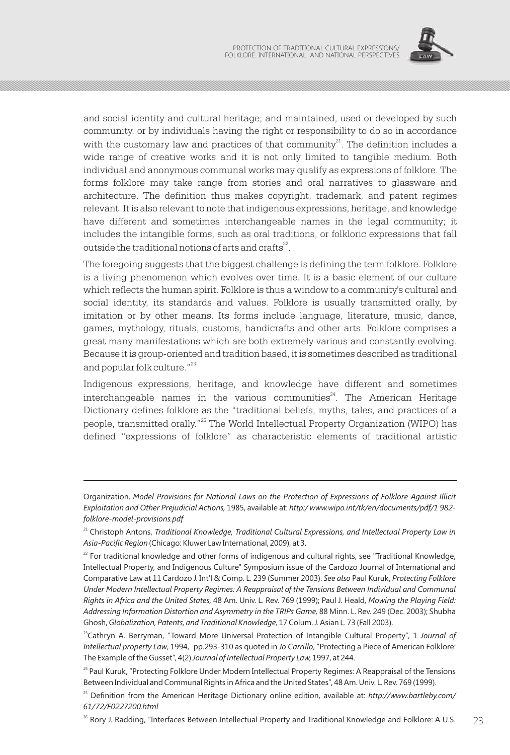and social identity and cultural heritage; and maintained, used or developed by such community, or by individuals having the right or responsibility to do so in accordance with the customary law and practices of that community[21]. The definition includes a wide range of creative works and it is not only limited to tangible medium. Both individual and anonymous communal works may qualify as expressions of folklore. The forms folklore may take range from stories and oral narratives to glassware and architecture. The definition thus makes copyright, trademark, and patent regimes relevant. It is also relevant to note that indigenous expressions, heritage, and knowledge have different and sometimes interchangeable names in the legal community; it includes the intangible forms, such as oral traditions, or folkloric expressions that fall outside the traditional notions of arts and crafts[22].

The foregoing suggests that the biggest challenge is defining the term folklore. Folklore is a living phenomenon which evolves over time. It is a basic element of our culture which reflects the human spirit. Folklore is thus a window to a community's cultural and social identity, its standards and values. Folklore is usually transmitted orally, by imitation or by other means. Its forms include language, literature, music, dance, games, mythology, rituals, customs, handicrafts and other arts. Folklore comprises a great many manifestations which are both extremely various and constantly evolving. Because it is group-oriented and tradition based, it is sometimes described as traditional and popular folk culture."[23]

Indigenous expressions, heritage, and knowledge have different and sometimes interchangeable names in the various communities[24]. The American Heritage Dictionary defines folklore as the "traditional beliefs, myths, tales, and practices of a people, transmitted orally."[25] The World Intellectual Property Organization (WIPO) has defined "expressions of folklore" as characteristic elements of traditional artistic

---

Organization, *Model Provisions for National Laws on the Protection of Expressions of Folklore Against Illicit Exploitation and Other Prejudicial Actions,* 1985, available at: *http:/ www.wipo.int/tk/en/documents/pdf/1 982-folklore-model-provisions.pdf*

[21] Christoph Antons, *Traditional Knowledge, Traditional Cultural Expressions, and Intellectual Property Law in Asia-Pacific Region* (Chicago: Kluwer Law International, 2009), at 3.

[22] For traditional knowledge and other forms of indigenous and cultural rights, see "Traditional Knowledge, Intellectual Property, and Indigenous Culture" Symposium issue of the Cardozo Journal of International and Comparative Law at 11 Cardozo J. Int'l & Comp. L. 239 (Summer 2003). *See also* Paul Kuruk, *Protecting Folklore Under Modern Intellectual Property Regimes: A Reappraisal of the Tensions Between Individual and Communal Rights in Africa and the United States,* 48 Am. Univ. L. Rev. 769 (1999); Paul J. Heald, *Mowing the Playing Field: Addressing Information Distortion and Asymmetry in the TRIPs Game,* 88 Minn. L. Rev. 249 (Dec. 2003); Shubha Ghosh, *Globalization, Patents, and Traditional Knowledge,* 17 Colum. J. Asian L. 73 (Fall 2003).

[23] Cathryn A. Berryman, "Toward More Universal Protection of Intangible Cultural Property", 1 *Journal of Intellectual property Law*, 1994, pp.293-310 as quoted in *Jo Carrillo*, "Protecting a Piece of American Folklore: The Example of the Gusset", 4(2) *Journal of Intellectual Property Law,* 1997, at 244.

[24] Paul Kuruk, "Protecting Folklore Under Modern Intellectual Property Regimes: A Reappraisal of the Tensions Between Individual and Communal Rights in Africa and the United States", 48 Am. Univ. L. Rev. 769 (1999).

[25] Definition from the American Heritage Dictionary online edition, available at: *http://www.bartleby.com/61/72/F0227200.html*

[26] Rory J. Radding, "Interfaces Between Intellectual Property and Traditional Knowledge and Folklore: A U.S.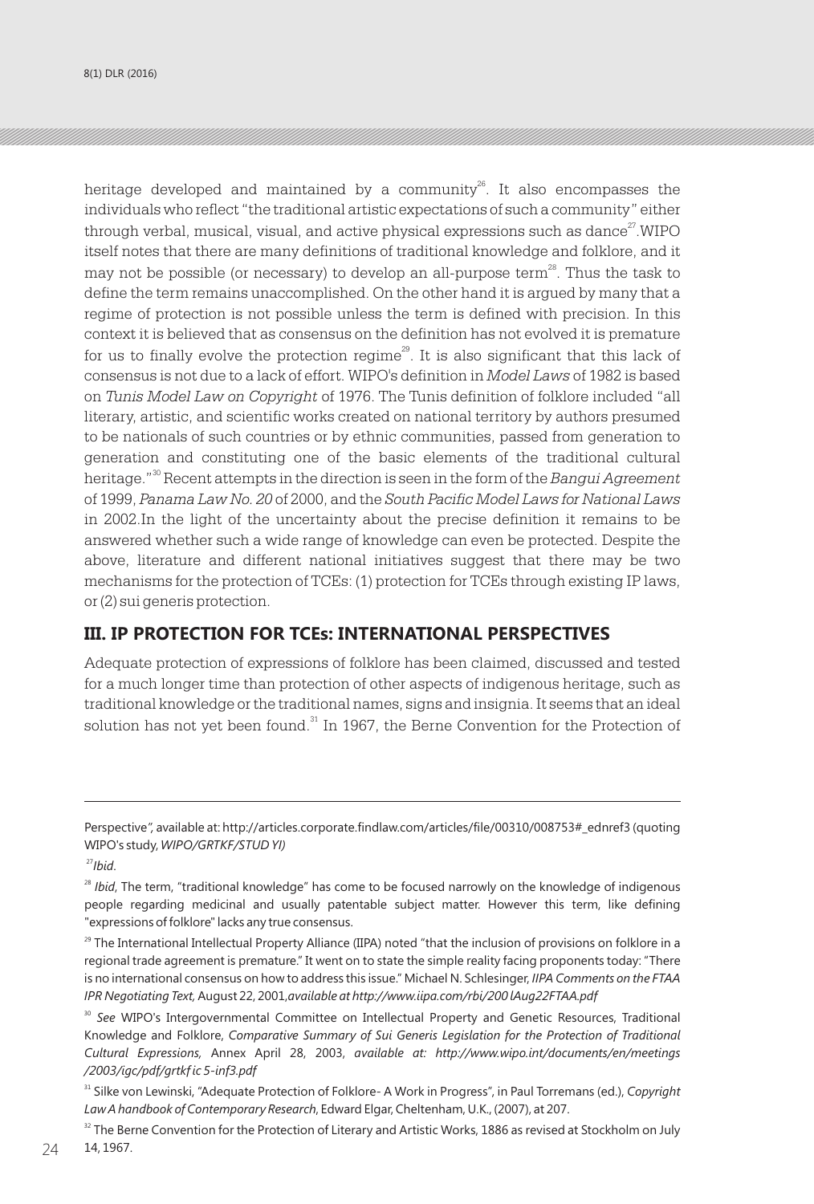heritage developed and maintained by a community[26]. It also encompasses the individuals who reflect "the traditional artistic expectations of such a community" either through verbal, musical, visual, and active physical expressions such as dance[27]. WIPO itself notes that there are many definitions of traditional knowledge and folklore, and it may not be possible (or necessary) to develop an all-purpose term[28]. Thus the task to define the term remains unaccomplished. On the other hand it is argued by many that a regime of protection is not possible unless the term is defined with precision. In this context it is believed that as consensus on the definition has not evolved it is premature for us to finally evolve the protection regime[29]. It is also significant that this lack of consensus is not due to a lack of effort. WIPO's definition in *Model Laws* of 1982 is based on *Tunis Model Law on Copyright* of 1976. The Tunis definition of folklore included "all literary, artistic, and scientific works created on national territory by authors presumed to be nationals of such countries or by ethnic communities, passed from generation to generation and constituting one of the basic elements of the traditional cultural heritage."[30] Recent attempts in the direction is seen in the form of the *Bangui Agreement* of 1999, *Panama Law No. 20* of 2000, and the *South Pacific Model Laws for National Laws* in 2002.In the light of the uncertainty about the precise definition it remains to be answered whether such a wide range of knowledge can even be protected. Despite the above, literature and different national initiatives suggest that there may be two mechanisms for the protection of TCEs: (1) protection for TCEs through existing IP laws, or (2) sui generis protection.

## III. IP PROTECTION FOR TCEs: INTERNATIONAL PERSPECTIVES

Adequate protection of expressions of folklore has been claimed, discussed and tested for a much longer time than protection of other aspects of indigenous heritage, such as traditional knowledge or the traditional names, signs and insignia. It seems that an ideal solution has not yet been found.[31] In 1967, the Berne Convention for the Protection of

---

Perspective*"*, available at: http://articles.corporate.findlaw.com/articles/file/00310/008753#_ednref3 (quoting WIPO's study, *WIPO/GRTKF/STUD YI)*

[27] *Ibid*.

[28] *Ibid*, The term, "traditional knowledge" has come to be focused narrowly on the knowledge of indigenous people regarding medicinal and usually patentable subject matter. However this term, like defining "expressions of folklore" lacks any true consensus.

[29] The International Intellectual Property Alliance (IIPA) noted "that the inclusion of provisions on folklore in a regional trade agreement is premature." It went on to state the simple reality facing proponents today: "There is no international consensus on how to address this issue." Michael N. Schlesinger, *IIPA Comments on the FTAA IPR Negotiating Text,* August 22, 2001,*available at http://www.iipa.com/rbi/200 lAug22FTAA.pdf*

[30] *See* WIPO's Intergovernmental Committee on Intellectual Property and Genetic Resources, Traditional Knowledge and Folklore, *Comparative Summary of Sui Generis Legislation for the Protection of Traditional Cultural Expressions*, Annex April 28, 2003, *available at: http://www.wipo.int/documents/en/meetings /2003/igc/pdf/grtkf ic 5-inf3.pdf*

[31] Silke von Lewinski, "Adequate Protection of Folklore- A Work in Progress", in Paul Torremans (ed.), *Copyright Law A handbook of Contemporary Research*, Edward Elgar, Cheltenham, U.K., (2007), at 207.

[32] The Berne Convention for the Protection of Literary and Artistic Works, 1886 as revised at Stockholm on July 14, 1967.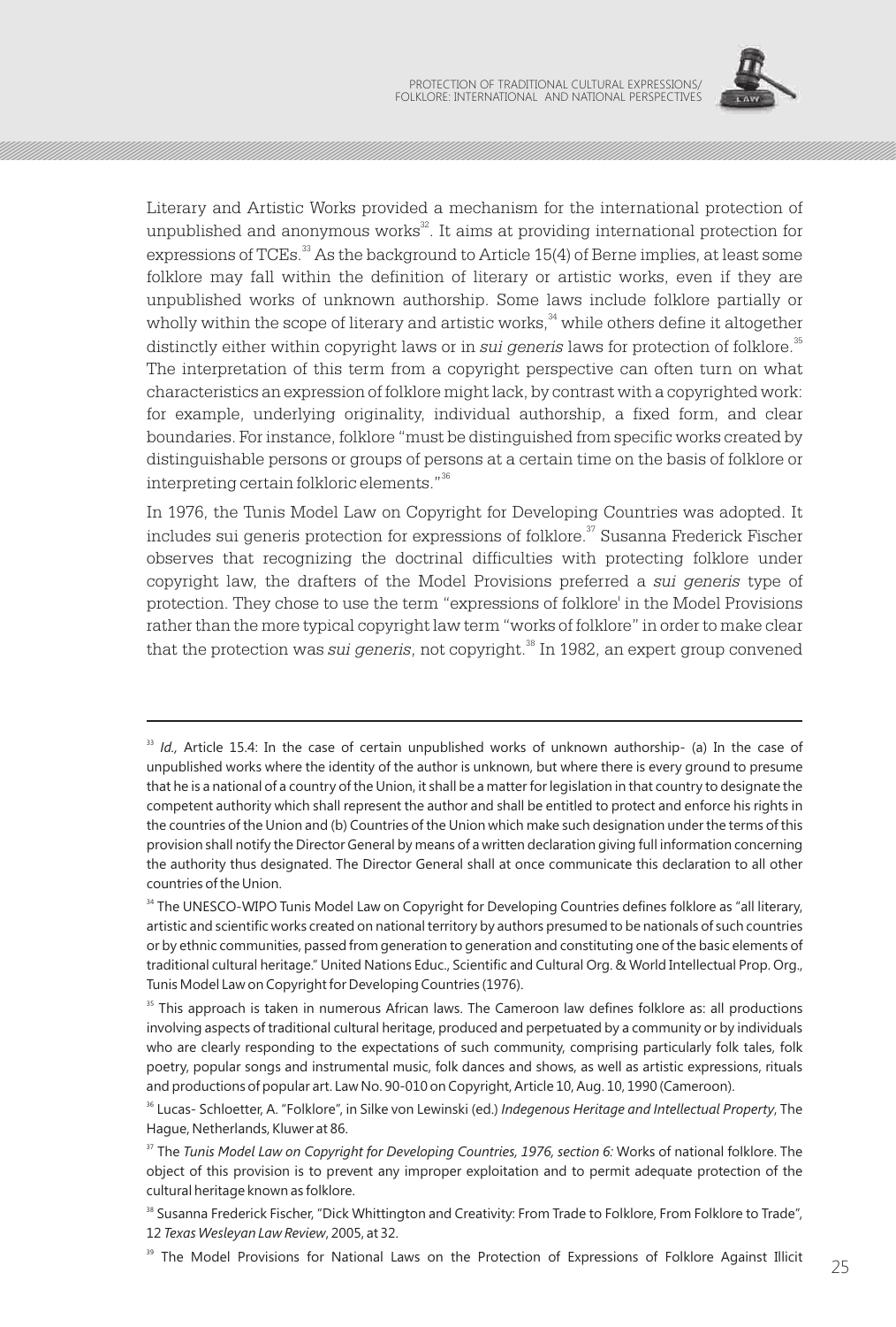Literary and Artistic Works provided a mechanism for the international protection of unpublished and anonymous works[32]. It aims at providing international protection for expressions of TCEs.[33] As the background to Article 15(4) of Berne implies, at least some folklore may fall within the definition of literary or artistic works, even if they are unpublished works of unknown authorship. Some laws include folklore partially or wholly within the scope of literary and artistic works,[34] while others define it altogether distinctly either within copyright laws or in *sui generis* laws for protection of folklore.[35] The interpretation of this term from a copyright perspective can often turn on what characteristics an expression of folklore might lack, by contrast with a copyrighted work: for example, underlying originality, individual authorship, a fixed form, and clear boundaries. For instance, folklore "must be distinguished from specific works created by distinguishable persons or groups of persons at a certain time on the basis of folklore or interpreting certain folkloric elements."[36]

In 1976, the Tunis Model Law on Copyright for Developing Countries was adopted. It includes sui generis protection for expressions of folklore.[37] Susanna Frederick Fischer observes that recognizing the doctrinal difficulties with protecting folklore under copyright law, the drafters of the Model Provisions preferred a *sui generis* type of protection. They chose to use the term "expressions of folklore' in the Model Provisions rather than the more typical copyright law term "works of folklore" in order to make clear that the protection was *sui generis*, not copyright.[38] In 1982, an expert group convened

---

[33] *Id.,* Article 15.4: In the case of certain unpublished works of unknown authorship- (a) In the case of unpublished works where the identity of the author is unknown, but where there is every ground to presume that he is a national of a country of the Union, it shall be a matter for legislation in that country to designate the competent authority which shall represent the author and shall be entitled to protect and enforce his rights in the countries of the Union and (b) Countries of the Union which make such designation under the terms of this provision shall notify the Director General by means of a written declaration giving full information concerning the authority thus designated. The Director General shall at once communicate this declaration to all other countries of the Union.

[34] The UNESCO-WIPO Tunis Model Law on Copyright for Developing Countries defines folklore as "all literary, artistic and scientific works created on national territory by authors presumed to be nationals of such countries or by ethnic communities, passed from generation to generation and constituting one of the basic elements of traditional cultural heritage." United Nations Educ., Scientific and Cultural Org. & World Intellectual Prop. Org., Tunis Model Law on Copyright for Developing Countries (1976).

[35] This approach is taken in numerous African laws. The Cameroon law defines folklore as: all productions involving aspects of traditional cultural heritage, produced and perpetuated by a community or by individuals who are clearly responding to the expectations of such community, comprising particularly folk tales, folk poetry, popular songs and instrumental music, folk dances and shows, as well as artistic expressions, rituals and productions of popular art. Law No. 90-010 on Copyright, Article 10, Aug. 10, 1990 (Cameroon).

[36] Lucas- Schloetter, A. "Folklore", in Silke von Lewinski (ed.) *Indegenous Heritage and Intellectual Property*, The Hague, Netherlands, Kluwer at 86.

[37] The *Tunis Model Law on Copyright for Developing Countries, 1976, section 6:* Works of national folklore. The object of this provision is to prevent any improper exploitation and to permit adequate protection of the cultural heritage known as folklore.

[38] Susanna Frederick Fischer, "Dick Whittington and Creativity: From Trade to Folklore, From Folklore to Trade", 12 *Texas Wesleyan Law Review*, 2005, at 32.

[39] The Model Provisions for National Laws on the Protection of Expressions of Folklore Against Illicit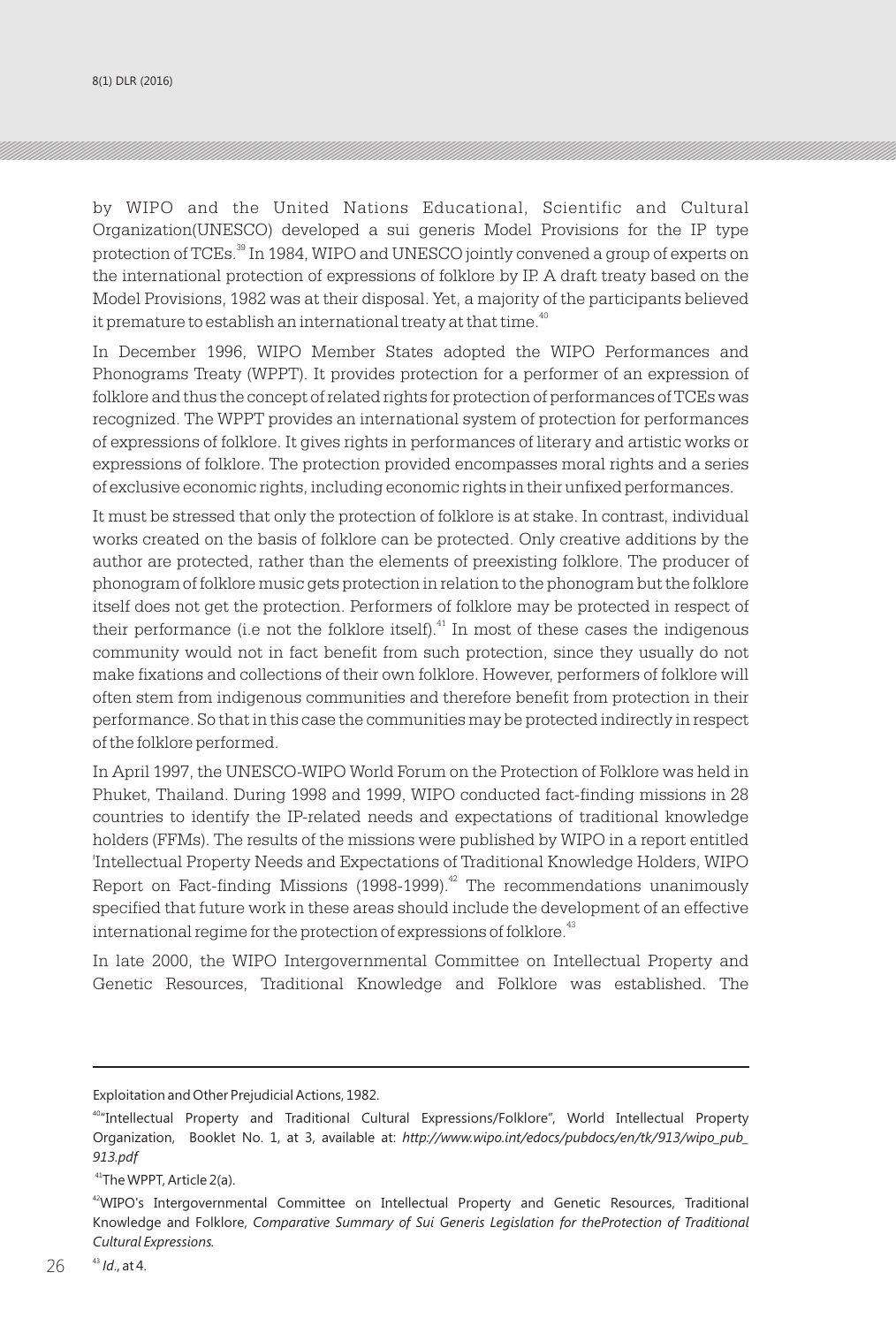by WIPO and the United Nations Educational, Scientific and Cultural Organization(UNESCO) developed a sui generis Model Provisions for the IP type protection of TCEs.[39] In 1984, WIPO and UNESCO jointly convened a group of experts on the international protection of expressions of folklore by IP. A draft treaty based on the Model Provisions, 1982 was at their disposal. Yet, a majority of the participants believed it premature to establish an international treaty at that time.[40]

In December 1996, WIPO Member States adopted the WIPO Performances and Phonograms Treaty (WPPT). It provides protection for a performer of an expression of folklore and thus the concept of related rights for protection of performances of TCEs was recognized. The WPPT provides an international system of protection for performances of expressions of folklore. It gives rights in performances of literary and artistic works or expressions of folklore. The protection provided encompasses moral rights and a series of exclusive economic rights, including economic rights in their unfixed performances.

It must be stressed that only the protection of folklore is at stake. In contrast, individual works created on the basis of folklore can be protected. Only creative additions by the author are protected, rather than the elements of preexisting folklore. The producer of phonogram of folklore music gets protection in relation to the phonogram but the folklore itself does not get the protection. Performers of folklore may be protected in respect of their performance (i.e not the folklore itself).[41] In most of these cases the indigenous community would not in fact benefit from such protection, since they usually do not make fixations and collections of their own folklore. However, performers of folklore will often stem from indigenous communities and therefore benefit from protection in their performance. So that in this case the communities may be protected indirectly in respect of the folklore performed.

In April 1997, the UNESCO-WIPO World Forum on the Protection of Folklore was held in Phuket, Thailand. During 1998 and 1999, WIPO conducted fact-finding missions in 28 countries to identify the IP-related needs and expectations of traditional knowledge holders (FFMs). The results of the missions were published by WIPO in a report entitled 'Intellectual Property Needs and Expectations of Traditional Knowledge Holders, WIPO Report on Fact-finding Missions (1998-1999).[42] The recommendations unanimously specified that future work in these areas should include the development of an effective international regime for the protection of expressions of folklore.[43]

In late 2000, the WIPO Intergovernmental Committee on Intellectual Property and Genetic Resources, Traditional Knowledge and Folklore was established. The

---

Exploitation and Other Prejudicial Actions, 1982.

[40] "Intellectual Property and Traditional Cultural Expressions/Folklore", World Intellectual Property Organization, Booklet No. 1, at 3, available at: *http://www.wipo.int/edocs/pubdocs/en/tk/913/wipo_pub_913.pdf*

[41] The WPPT, Article 2(a).

[42] WIPO's Intergovernmental Committee on Intellectual Property and Genetic Resources, Traditional Knowledge and Folklore, *Comparative Summary of Sui Generis Legislation for theProtection of Traditional Cultural Expressions*.

[43] *Id*., at 4.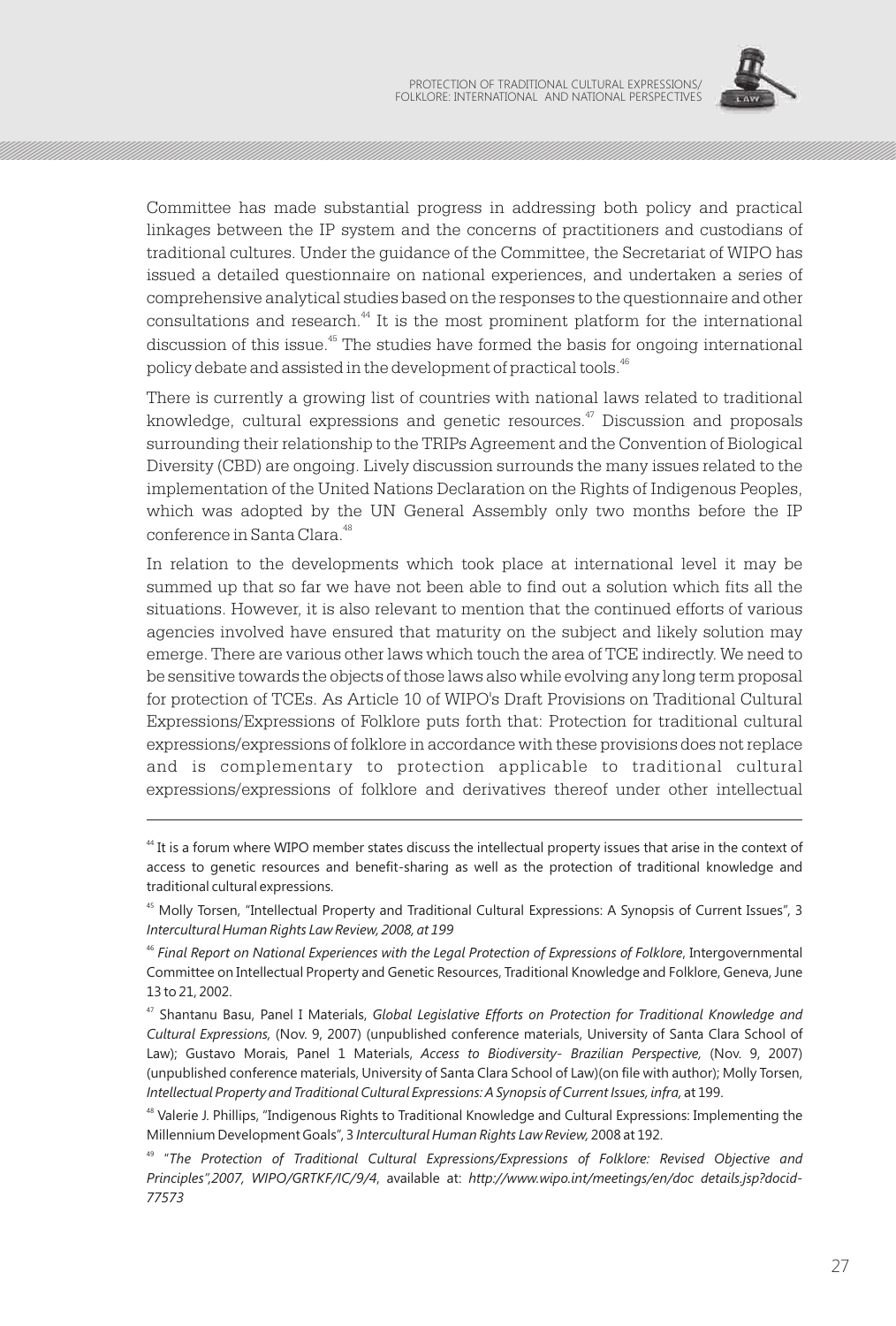Committee has made substantial progress in addressing both policy and practical linkages between the IP system and the concerns of practitioners and custodians of traditional cultures. Under the guidance of the Committee, the Secretariat of WIPO has issued a detailed questionnaire on national experiences, and undertaken a series of comprehensive analytical studies based on the responses to the questionnaire and other consultations and research.[44] It is the most prominent platform for the international discussion of this issue.[45] The studies have formed the basis for ongoing international policy debate and assisted in the development of practical tools.[46]

There is currently a growing list of countries with national laws related to traditional knowledge, cultural expressions and genetic resources.[47] Discussion and proposals surrounding their relationship to the TRIPs Agreement and the Convention of Biological Diversity (CBD) are ongoing. Lively discussion surrounds the many issues related to the implementation of the United Nations Declaration on the Rights of Indigenous Peoples, which was adopted by the UN General Assembly only two months before the IP conference in Santa Clara.[48]

In relation to the developments which took place at international level it may be summed up that so far we have not been able to find out a solution which fits all the situations. However, it is also relevant to mention that the continued efforts of various agencies involved have ensured that maturity on the subject and likely solution may emerge. There are various other laws which touch the area of TCE indirectly. We need to be sensitive towards the objects of those laws also while evolving any long term proposal for protection of TCEs. As Article 10 of WIPO's Draft Provisions on Traditional Cultural Expressions/Expressions of Folklore puts forth that: Protection for traditional cultural expressions/expressions of folklore in accordance with these provisions does not replace and is complementary to protection applicable to traditional cultural expressions/expressions of folklore and derivatives thereof under other intellectual

---

[44] It is a forum where WIPO member states discuss the intellectual property issues that arise in the context of access to genetic resources and benefit-sharing as well as the protection of traditional knowledge and traditional cultural expressions.

[45] Molly Torsen, "Intellectual Property and Traditional Cultural Expressions: A Synopsis of Current Issues", 3 *Intercultural Human Rights Law Review, 2008, at 199*

[46] *Final Report on National Experiences with the Legal Protection of Expressions of Folklore*, Intergovernmental Committee on Intellectual Property and Genetic Resources, Traditional Knowledge and Folklore, Geneva, June 13 to 21, 2002.

[47] Shantanu Basu, Panel I Materials, *Global Legislative Efforts on Protection for Traditional Knowledge and Cultural Expressions,* (Nov. 9, 2007) (unpublished conference materials, University of Santa Clara School of Law); Gustavo Morais, Panel 1 Materials, *Access to Biodiversity- Brazilian Perspective,* (Nov. 9, 2007) (unpublished conference materials, University of Santa Clara School of Law)(on file with author); Molly Torsen, *Intellectual Property and Traditional Cultural Expressions: A Synopsis of Current Issues, infra,* at 199.

[48] Valerie J. Phillips, "Indigenous Rights to Traditional Knowledge and Cultural Expressions: Implementing the Millennium Development Goals", 3 *Intercultural Human Rights Law Review,* 2008 at 192.

[49] "*The Protection of Traditional Cultural Expressions/Expressions of Folklore: Revised Objective and Principles",2007, WIPO/GRTKF/IC/9/4*, available at: *http://www.wipo.int/meetings/en/doc details.jsp?docid-77573*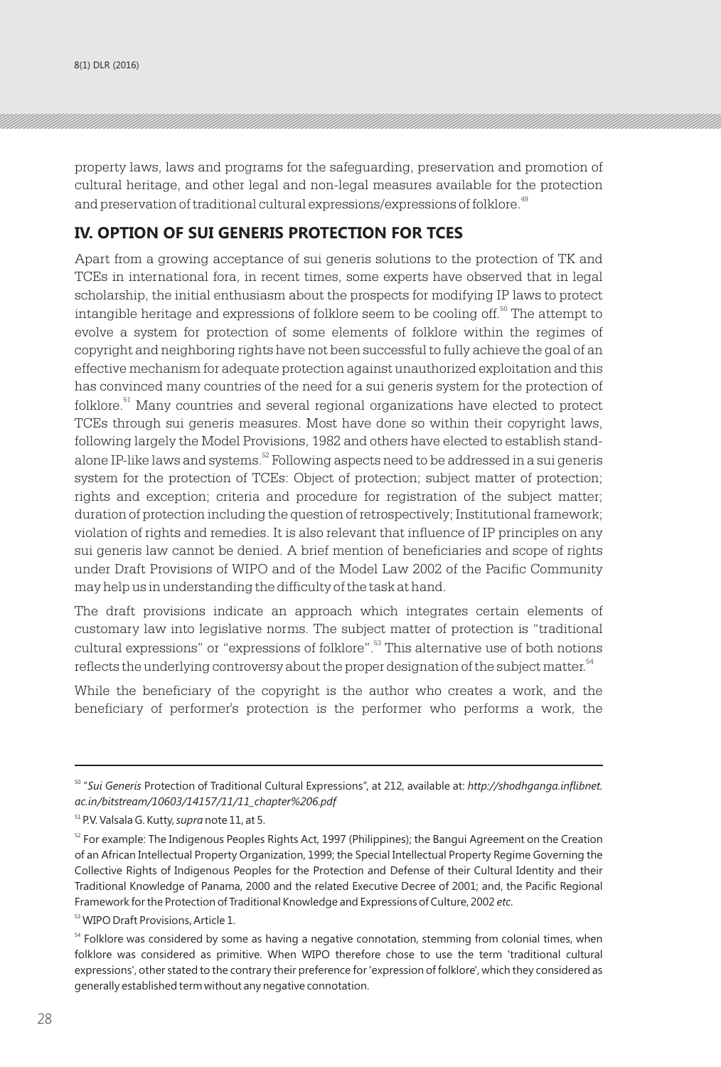property laws, laws and programs for the safeguarding, preservation and promotion of cultural heritage, and other legal and non-legal measures available for the protection and preservation of traditional cultural expressions/expressions of folklore.[49]

## IV. OPTION OF SUI GENERIS PROTECTION FOR TCES

Apart from a growing acceptance of sui generis solutions to the protection of TK and TCEs in international fora, in recent times, some experts have observed that in legal scholarship, the initial enthusiasm about the prospects for modifying IP laws to protect intangible heritage and expressions of folklore seem to be cooling off.[50] The attempt to evolve a system for protection of some elements of folklore within the regimes of copyright and neighboring rights have not been successful to fully achieve the goal of an effective mechanism for adequate protection against unauthorized exploitation and this has convinced many countries of the need for a sui generis system for the protection of folklore.[51] Many countries and several regional organizations have elected to protect TCEs through sui generis measures. Most have done so within their copyright laws, following largely the Model Provisions, 1982 and others have elected to establish stand-alone IP-like laws and systems.[52] Following aspects need to be addressed in a sui generis system for the protection of TCEs: Object of protection; subject matter of protection; rights and exception; criteria and procedure for registration of the subject matter; duration of protection including the question of retrospectively; Institutional framework; violation of rights and remedies. It is also relevant that influence of IP principles on any sui generis law cannot be denied. A brief mention of beneficiaries and scope of rights under Draft Provisions of WIPO and of the Model Law 2002 of the Pacific Community may help us in understanding the difficulty of the task at hand.

The draft provisions indicate an approach which integrates certain elements of customary law into legislative norms. The subject matter of protection is "traditional cultural expressions" or "expressions of folklore".[53] This alternative use of both notions reflects the underlying controversy about the proper designation of the subject matter.[54]

While the beneficiary of the copyright is the author who creates a work, and the beneficiary of performer's protection is the performer who performs a work, the

---

[50] "*Sui Generis* Protection of Traditional Cultural Expressions", at 212, available at: *http://shodhganga.inflibnet.ac.in/bitstream/10603/14157/11/11_chapter%206.pdf*

[51] P.V. Valsala G. Kutty, *supra* note 11, at 5.

[52] For example: The Indigenous Peoples Rights Act, 1997 (Philippines); the Bangui Agreement on the Creation of an African Intellectual Property Organization, 1999; the Special Intellectual Property Regime Governing the Collective Rights of Indigenous Peoples for the Protection and Defense of their Cultural Identity and their Traditional Knowledge of Panama, 2000 and the related Executive Decree of 2001; and, the Pacific Regional Framework for the Protection of Traditional Knowledge and Expressions of Culture, 2002 *etc*.

[53] WIPO Draft Provisions, Article 1.

[54] Folklore was considered by some as having a negative connotation, stemming from colonial times, when folklore was considered as primitive. When WIPO therefore chose to use the term 'traditional cultural expressions', other stated to the contrary their preference for 'expression of folklore', which they considered as generally established term without any negative connotation.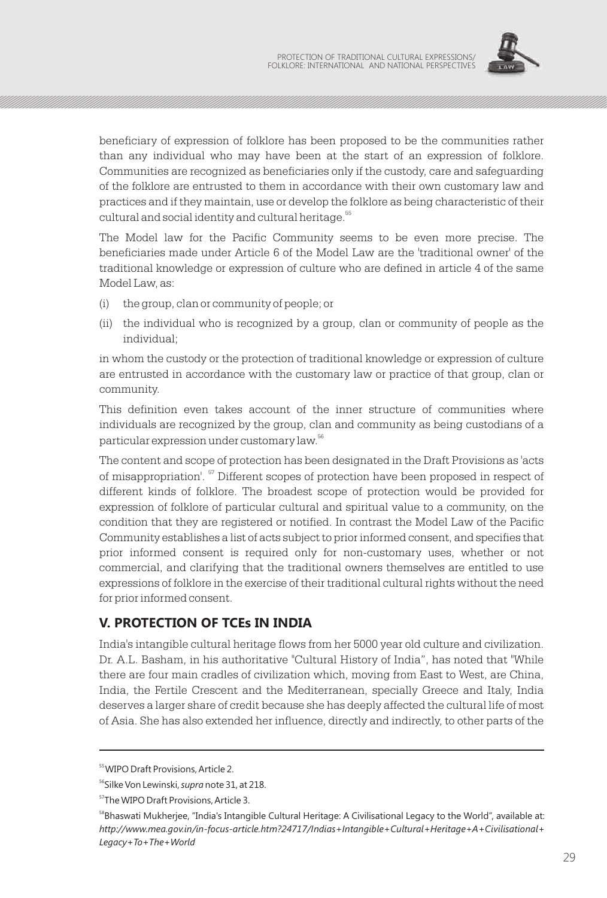beneficiary of expression of folklore has been proposed to be the communities rather than any individual who may have been at the start of an expression of folklore. Communities are recognized as beneficiaries only if the custody, care and safeguarding of the folklore are entrusted to them in accordance with their own customary law and practices and if they maintain, use or develop the folklore as being characteristic of their cultural and social identity and cultural heritage.[55]

The Model law for the Pacific Community seems to be even more precise. The beneficiaries made under Article 6 of the Model Law are the 'traditional owner' of the traditional knowledge or expression of culture who are defined in article 4 of the same Model Law, as:

(i) the group, clan or community of people; or

(ii) the individual who is recognized by a group, clan or community of people as the individual;

in whom the custody or the protection of traditional knowledge or expression of culture are entrusted in accordance with the customary law or practice of that group, clan or community.

This definition even takes account of the inner structure of communities where individuals are recognized by the group, clan and community as being custodians of a particular expression under customary law.[56]

The content and scope of protection has been designated in the Draft Provisions as 'acts of misappropriation'. [57] Different scopes of protection have been proposed in respect of different kinds of folklore. The broadest scope of protection would be provided for expression of folklore of particular cultural and spiritual value to a community, on the condition that they are registered or notified. In contrast the Model Law of the Pacific Community establishes a list of acts subject to prior informed consent, and specifies that prior informed consent is required only for non-customary uses, whether or not commercial, and clarifying that the traditional owners themselves are entitled to use expressions of folklore in the exercise of their traditional cultural rights without the need for prior informed consent.

## V. PROTECTION OF TCEs IN INDIA

India's intangible cultural heritage flows from her 5000 year old culture and civilization. Dr. A.L. Basham, in his authoritative "Cultural History of India", has noted that "While there are four main cradles of civilization which, moving from East to West, are China, India, the Fertile Crescent and the Mediterranean, specially Greece and Italy, India deserves a larger share of credit because she has deeply affected the cultural life of most of Asia. She has also extended her influence, directly and indirectly, to other parts of the

---

[55] WIPO Draft Provisions, Article 2.

[56] Silke Von Lewinski, *supra* note 31, at 218.

[57] The WIPO Draft Provisions, Article 3.

[58] Bhaswati Mukherjee, "India's Intangible Cultural Heritage: A Civilisational Legacy to the World", available at: *http://www.mea.gov.in/in-focus-article.htm?24717/Indias+Intangible+Cultural+Heritage+A+Civilisational+Legacy+To+The+World*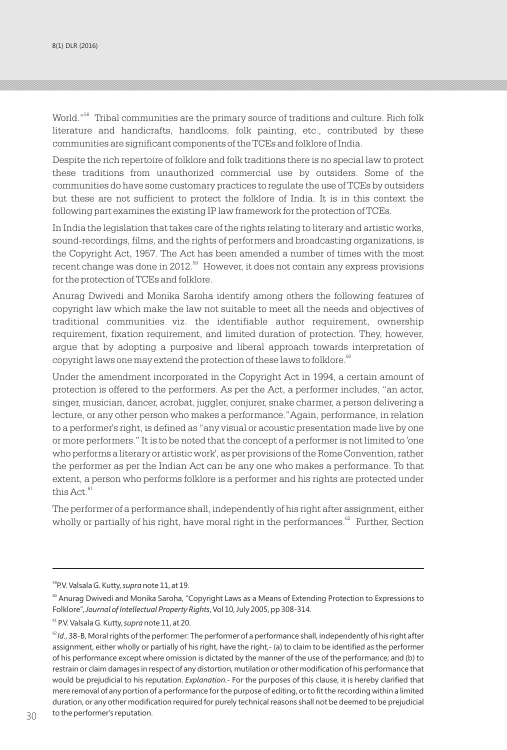World."[58] Tribal communities are the primary source of traditions and culture. Rich folk literature and handicrafts, handlooms, folk painting, etc., contributed by these communities are significant components of the TCEs and folklore of India.

Despite the rich repertoire of folklore and folk traditions there is no special law to protect these traditions from unauthorized commercial use by outsiders. Some of the communities do have some customary practices to regulate the use of TCEs by outsiders but these are not sufficient to protect the folklore of India. It is in this context the following part examines the existing IP law framework for the protection of TCEs.

In India the legislation that takes care of the rights relating to literary and artistic works, sound-recordings, films, and the rights of performers and broadcasting organizations, is the Copyright Act, 1957. The Act has been amended a number of times with the most recent change was done in 2012.[59] However, it does not contain any express provisions for the protection of TCEs and folklore.

Anurag Dwivedi and Monika Saroha identify among others the following features of copyright law which make the law not suitable to meet all the needs and objectives of traditional communities viz. the identifiable author requirement, ownership requirement, fixation requirement, and limited duration of protection. They, however, argue that by adopting a purposive and liberal approach towards interpretation of copyright laws one may extend the protection of these laws to folklore.[60]

Under the amendment incorporated in the Copyright Act in 1994, a certain amount of protection is offered to the performers. As per the Act, a performer includes, "an actor, singer, musician, dancer, acrobat, juggler, conjurer, snake charmer, a person delivering a lecture, or any other person who makes a performance." Again, performance, in relation to a performer's right, is defined as "any visual or acoustic presentation made live by one or more performers." It is to be noted that the concept of a performer is not limited to 'one who performs a literary or artistic work', as per provisions of the Rome Convention, rather the performer as per the Indian Act can be any one who makes a performance. To that extent, a person who performs folklore is a performer and his rights are protected under this Act.[61]

The performer of a performance shall, independently of his right after assignment, either wholly or partially of his right, have moral right in the performances.[62] Further, Section

---

[59] P.V. Valsala G. Kutty, *supra* note 11, at 19.

[60] Anurag Dwivedi and Monika Saroha, "Copyright Laws as a Means of Extending Protection to Expressions to Folklore", *Journal of Intellectual Property Rights*, Vol 10, July 2005, pp 308-314.

[61] P.V. Valsala G. Kutty, *supra* note 11, at 20.

[62] *Id.*, 38-B, Moral rights of the performer: The performer of a performance shall, independently of his right after assignment, either wholly or partially of his right, have the right,- (a) to claim to be identified as the performer of his performance except where omission is dictated by the manner of the use of the performance; and (b) to restrain or claim damages in respect of any distortion, mutilation or other modification of his performance that would be prejudicial to his reputation. *Explanation*.- For the purposes of this clause, it is hereby clarified that mere removal of any portion of a performance for the purpose of editing, or to fit the recording within a limited duration, or any other modification required for purely technical reasons shall not be deemed to be prejudicial to the performer's reputation.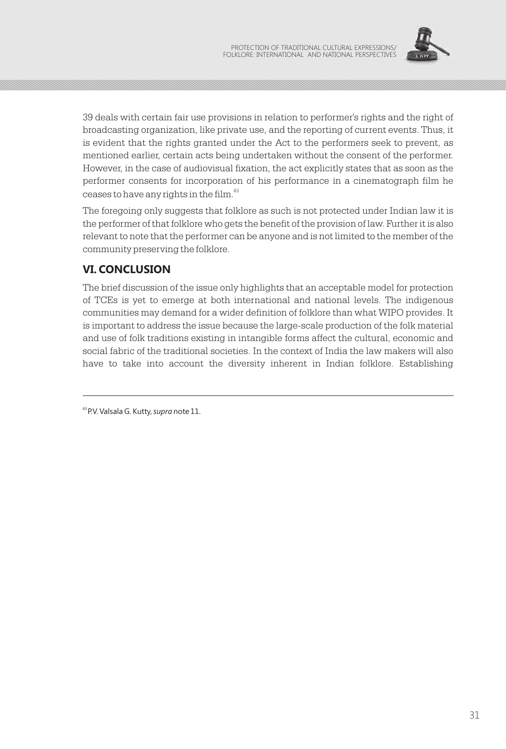39 deals with certain fair use provisions in relation to performer's rights and the right of broadcasting organization, like private use, and the reporting of current events. Thus, it is evident that the rights granted under the Act to the performers seek to prevent, as mentioned earlier, certain acts being undertaken without the consent of the performer. However, in the case of audiovisual fixation, the act explicitly states that as soon as the performer consents for incorporation of his performance in a cinematograph film he ceases to have any rights in the film.[63]

The foregoing only suggests that folklore as such is not protected under Indian law it is the performer of that folklore who gets the benefit of the provision of law. Further it is also relevant to note that the performer can be anyone and is not limited to the member of the community preserving the folklore.

## VI. CONCLUSION

The brief discussion of the issue only highlights that an acceptable model for protection of TCEs is yet to emerge at both international and national levels. The indigenous communities may demand for a wider definition of folklore than what WIPO provides. It is important to address the issue because the large-scale production of the folk material and use of folk traditions existing in intangible forms affect the cultural, economic and social fabric of the traditional societies. In the context of India the law makers will also have to take into account the diversity inherent in Indian folklore. Establishing

---

[63] P.V. Valsala G. Kutty, *supra* note 11.